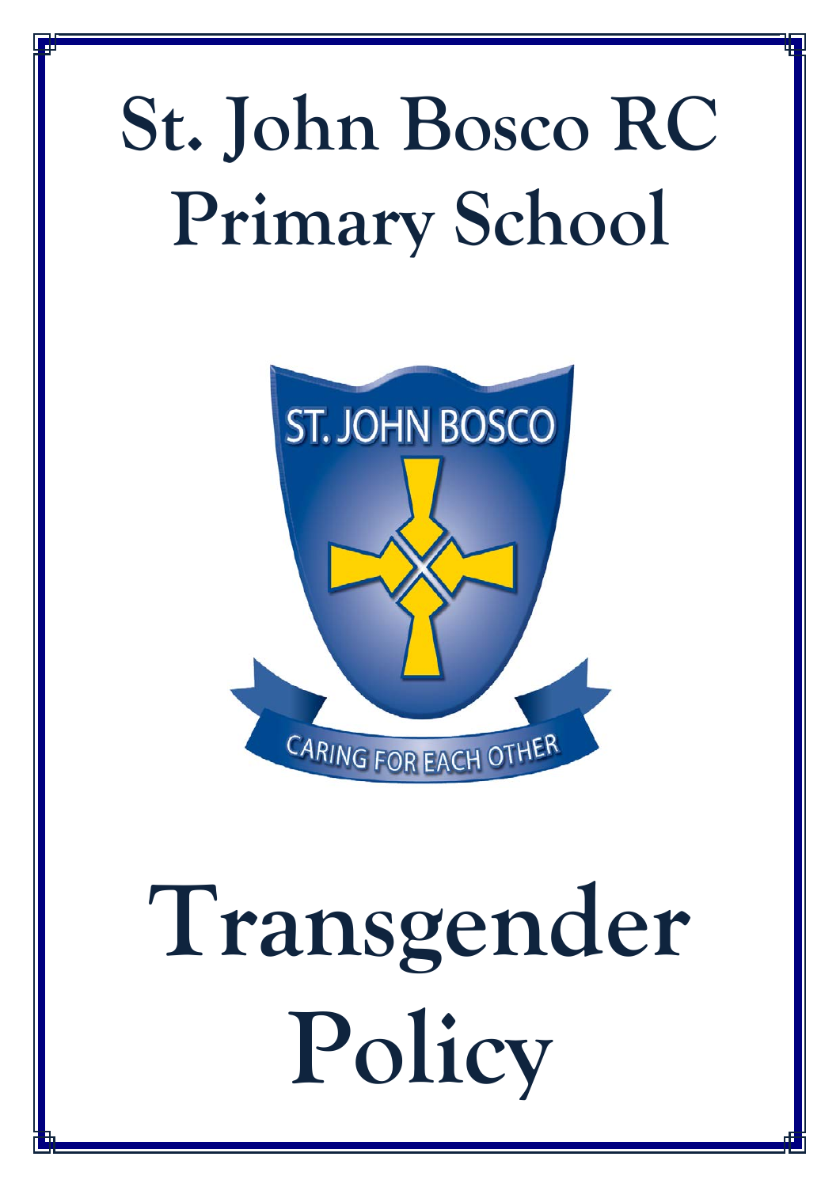# St. John Bosco RC Primary School

ST. JOHN BOSCO

CARING FOR EACH OTHER

# Transgender Policy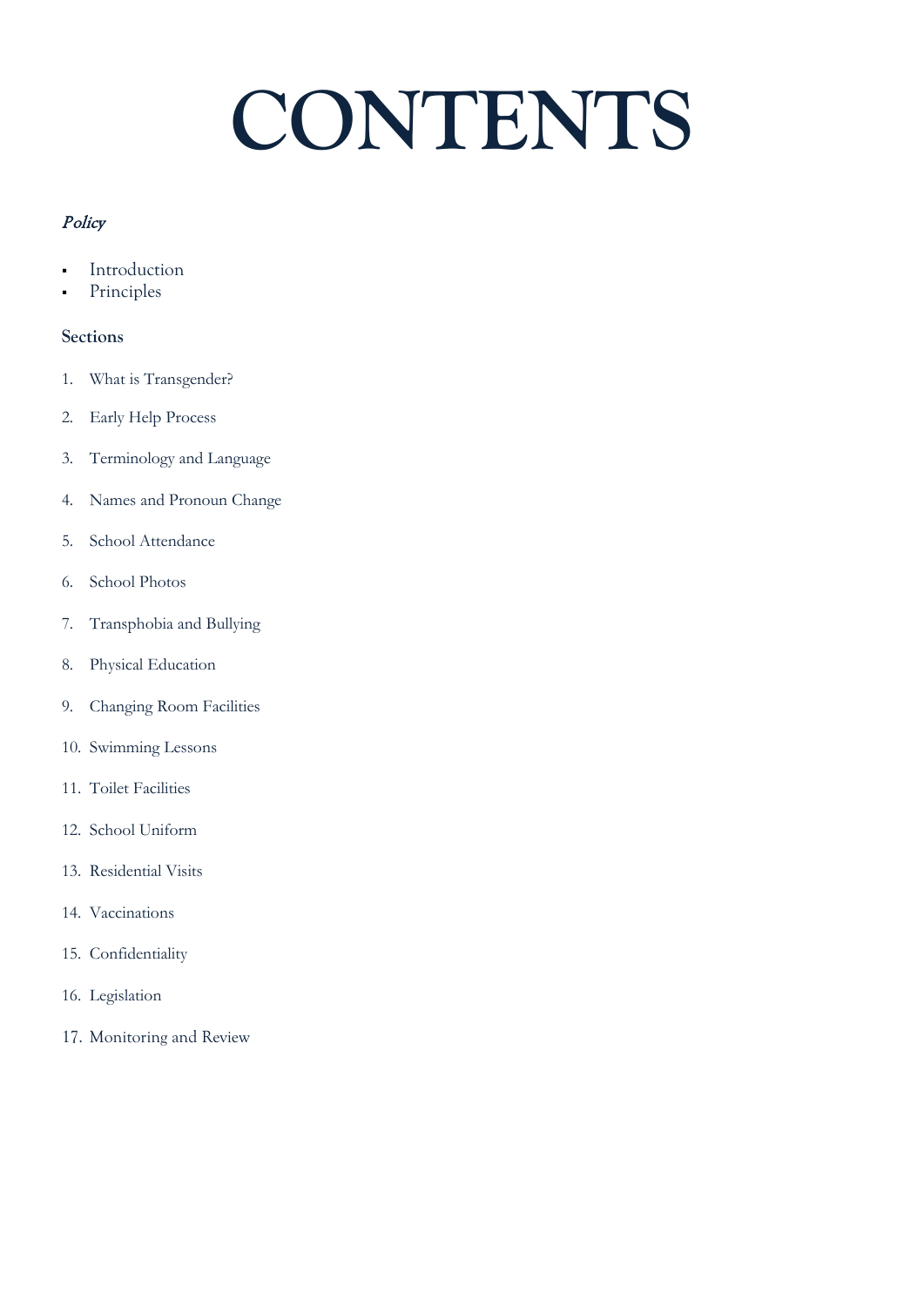# CONTENTS

*Policy*

- Introduction
- Principles

**Sections**

1. What is Transgender?
2. Early Help Process
3. Terminology and Language
4. Names and Pronoun Change
5. School Attendance
6. School Photos
7. Transphobia and Bullying
8. Physical Education
9. Changing Room Facilities
10. Swimming Lessons
11. Toilet Facilities
12. School Uniform
13. Residential Visits
14. Vaccinations
15. Confidentiality
16. Legislation
17. Monitoring and Review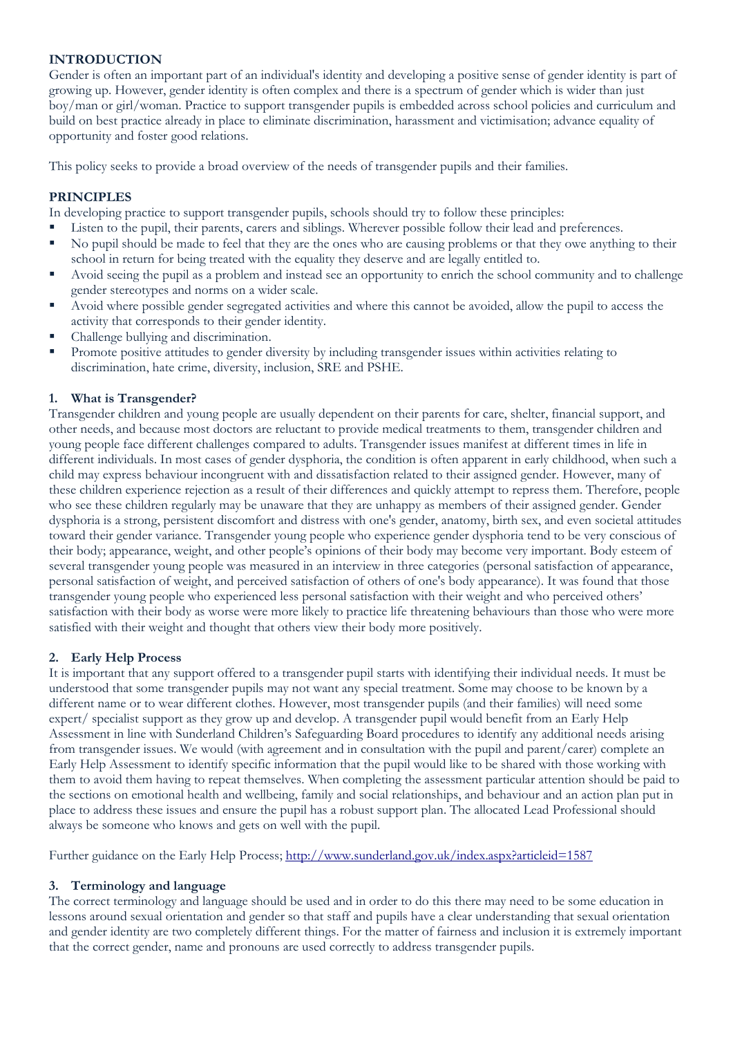## INTRODUCTION

Gender is often an important part of an individual's identity and developing a positive sense of gender identity is part of growing up. However, gender identity is often complex and there is a spectrum of gender which is wider than just boy/man or girl/woman. Practice to support transgender pupils is embedded across school policies and curriculum and build on best practice already in place to eliminate discrimination, harassment and victimisation; advance equality of opportunity and foster good relations.

This policy seeks to provide a broad overview of the needs of transgender pupils and their families.

## PRINCIPLES

In developing practice to support transgender pupils, schools should try to follow these principles:

- Listen to the pupil, their parents, carers and siblings. Wherever possible follow their lead and preferences.
- No pupil should be made to feel that they are the ones who are causing problems or that they owe anything to their school in return for being treated with the equality they deserve and are legally entitled to.
- Avoid seeing the pupil as a problem and instead see an opportunity to enrich the school community and to challenge gender stereotypes and norms on a wider scale.
- Avoid where possible gender segregated activities and where this cannot be avoided, allow the pupil to access the activity that corresponds to their gender identity.
- Challenge bullying and discrimination.
- Promote positive attitudes to gender diversity by including transgender issues within activities relating to discrimination, hate crime, diversity, inclusion, SRE and PSHE.

### 1. What is Transgender?

Transgender children and young people are usually dependent on their parents for care, shelter, financial support, and other needs, and because most doctors are reluctant to provide medical treatments to them, transgender children and young people face different challenges compared to adults. Transgender issues manifest at different times in life in different individuals. In most cases of gender dysphoria, the condition is often apparent in early childhood, when such a child may express behaviour incongruent with and dissatisfaction related to their assigned gender. However, many of these children experience rejection as a result of their differences and quickly attempt to repress them. Therefore, people who see these children regularly may be unaware that they are unhappy as members of their assigned gender. Gender dysphoria is a strong, persistent discomfort and distress with one's gender, anatomy, birth sex, and even societal attitudes toward their gender variance. Transgender young people who experience gender dysphoria tend to be very conscious of their body; appearance, weight, and other people's opinions of their body may become very important. Body esteem of several transgender young people was measured in an interview in three categories (personal satisfaction of appearance, personal satisfaction of weight, and perceived satisfaction of others of one's body appearance). It was found that those transgender young people who experienced less personal satisfaction with their weight and who perceived others' satisfaction with their body as worse were more likely to practice life threatening behaviours than those who were more satisfied with their weight and thought that others view their body more positively.

### 2. Early Help Process

It is important that any support offered to a transgender pupil starts with identifying their individual needs. It must be understood that some transgender pupils may not want any special treatment. Some may choose to be known by a different name or to wear different clothes. However, most transgender pupils (and their families) will need some expert/ specialist support as they grow up and develop. A transgender pupil would benefit from an Early Help Assessment in line with Sunderland Children's Safeguarding Board procedures to identify any additional needs arising from transgender issues. We would (with agreement and in consultation with the pupil and parent/carer) complete an Early Help Assessment to identify specific information that the pupil would like to be shared with those working with them to avoid them having to repeat themselves. When completing the assessment particular attention should be paid to the sections on emotional health and wellbeing, family and social relationships, and behaviour and an action plan put in place to address these issues and ensure the pupil has a robust support plan. The allocated Lead Professional should always be someone who knows and gets on well with the pupil.

Further guidance on the Early Help Process; [http://www.sunderland.gov.uk/index.aspx?articleid=1587](http://www.sunderland.gov.uk/index.aspx?articleid=1587)

### 3. Terminology and language

The correct terminology and language should be used and in order to do this there may need to be some education in lessons around sexual orientation and gender so that staff and pupils have a clear understanding that sexual orientation and gender identity are two completely different things. For the matter of fairness and inclusion it is extremely important that the correct gender, name and pronouns are used correctly to address transgender pupils.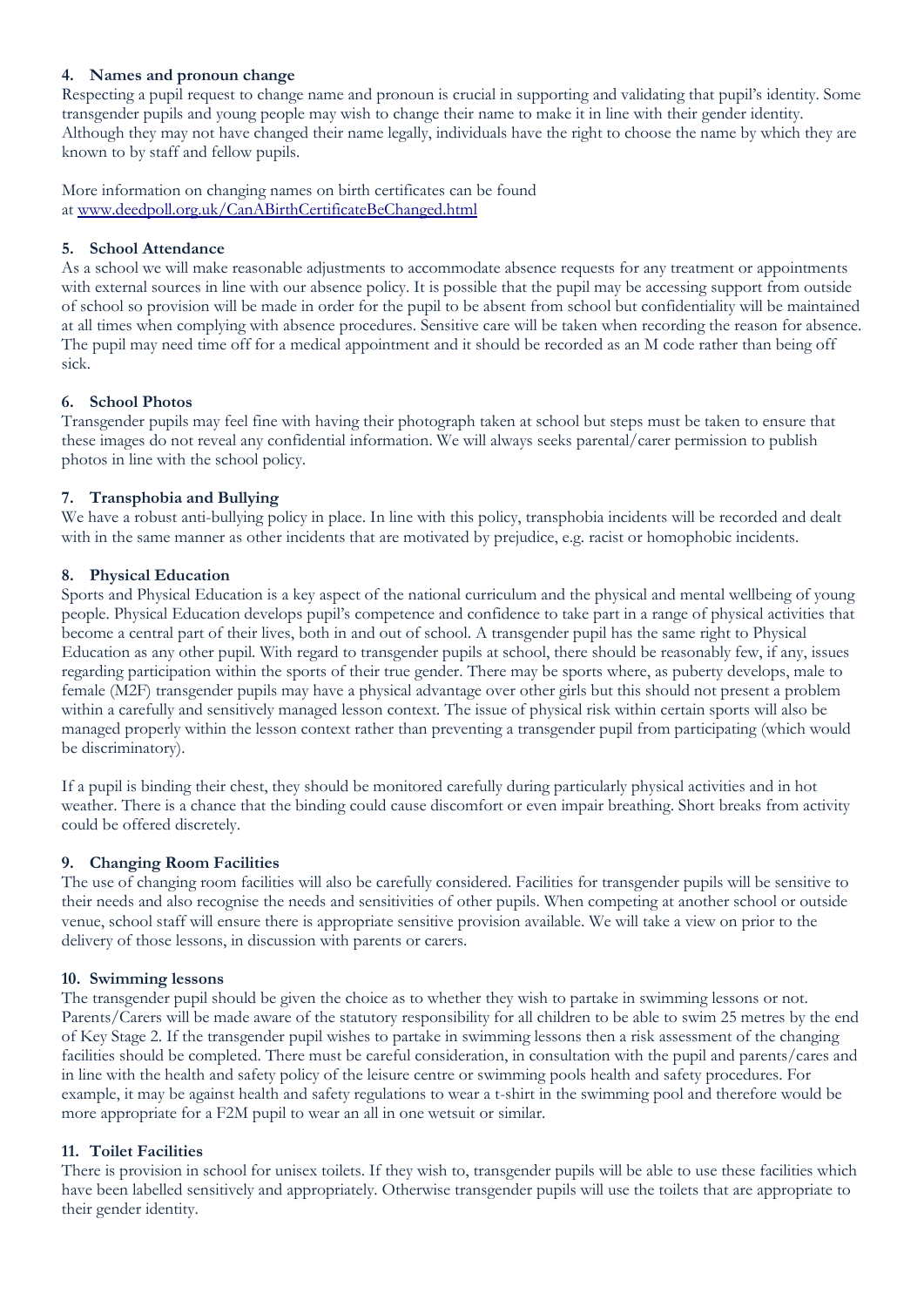#### 4. Names and pronoun change

Respecting a pupil request to change name and pronoun is crucial in supporting and validating that pupil's identity. Some transgender pupils and young people may wish to change their name to make it in line with their gender identity. Although they may not have changed their name legally, individuals have the right to choose the name by which they are known to by staff and fellow pupils.

More information on changing names on birth certificates can be found at [www.deedpoll.org.uk/CanABirthCertificateBeChanged.html](http://www.deedpoll.org.uk/CanABirthCertificateBeChanged.html)

#### 5. School Attendance

As a school we will make reasonable adjustments to accommodate absence requests for any treatment or appointments with external sources in line with our absence policy. It is possible that the pupil may be accessing support from outside of school so provision will be made in order for the pupil to be absent from school but confidentiality will be maintained at all times when complying with absence procedures. Sensitive care will be taken when recording the reason for absence. The pupil may need time off for a medical appointment and it should be recorded as an M code rather than being off sick.

#### 6. School Photos

Transgender pupils may feel fine with having their photograph taken at school but steps must be taken to ensure that these images do not reveal any confidential information. We will always seeks parental/carer permission to publish photos in line with the school policy.

#### 7. Transphobia and Bullying

We have a robust anti-bullying policy in place. In line with this policy, transphobia incidents will be recorded and dealt with in the same manner as other incidents that are motivated by prejudice, e.g. racist or homophobic incidents.

#### 8. Physical Education

Sports and Physical Education is a key aspect of the national curriculum and the physical and mental wellbeing of young people. Physical Education develops pupil's competence and confidence to take part in a range of physical activities that become a central part of their lives, both in and out of school. A transgender pupil has the same right to Physical Education as any other pupil. With regard to transgender pupils at school, there should be reasonably few, if any, issues regarding participation within the sports of their true gender. There may be sports where, as puberty develops, male to female (M2F) transgender pupils may have a physical advantage over other girls but this should not present a problem within a carefully and sensitively managed lesson context. The issue of physical risk within certain sports will also be managed properly within the lesson context rather than preventing a transgender pupil from participating (which would be discriminatory).

If a pupil is binding their chest, they should be monitored carefully during particularly physical activities and in hot weather. There is a chance that the binding could cause discomfort or even impair breathing. Short breaks from activity could be offered discretely.

#### 9. Changing Room Facilities

The use of changing room facilities will also be carefully considered. Facilities for transgender pupils will be sensitive to their needs and also recognise the needs and sensitivities of other pupils. When competing at another school or outside venue, school staff will ensure there is appropriate sensitive provision available. We will take a view on prior to the delivery of those lessons, in discussion with parents or carers.

#### 10. Swimming lessons

The transgender pupil should be given the choice as to whether they wish to partake in swimming lessons or not. Parents/Carers will be made aware of the statutory responsibility for all children to be able to swim 25 metres by the end of Key Stage 2. If the transgender pupil wishes to partake in swimming lessons then a risk assessment of the changing facilities should be completed. There must be careful consideration, in consultation with the pupil and parents/cares and in line with the health and safety policy of the leisure centre or swimming pools health and safety procedures. For example, it may be against health and safety regulations to wear a t-shirt in the swimming pool and therefore would be more appropriate for a F2M pupil to wear an all in one wetsuit or similar.

#### 11. Toilet Facilities

There is provision in school for unisex toilets. If they wish to, transgender pupils will be able to use these facilities which have been labelled sensitively and appropriately. Otherwise transgender pupils will use the toilets that are appropriate to their gender identity.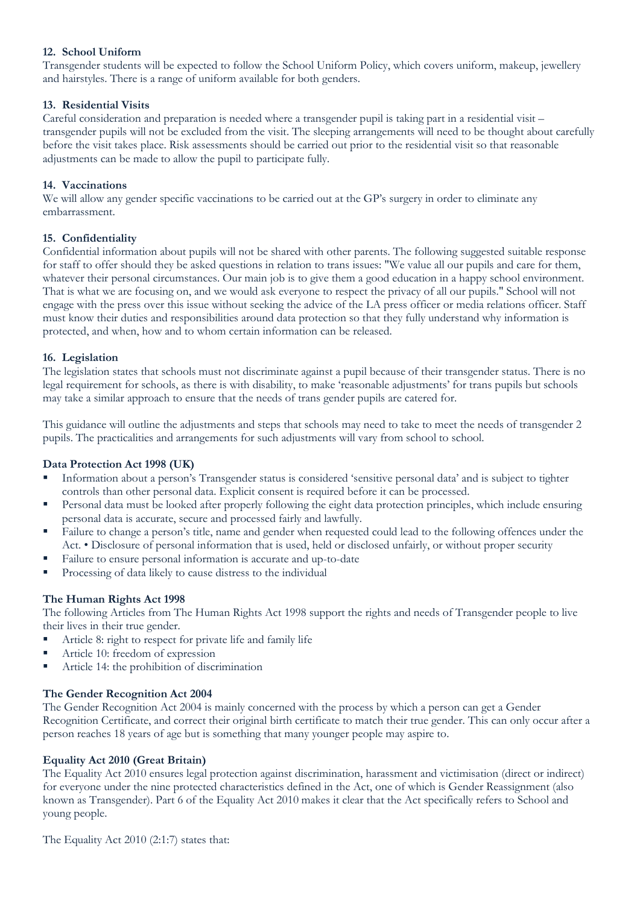### 12. School Uniform

Transgender students will be expected to follow the School Uniform Policy, which covers uniform, makeup, jewellery and hairstyles. There is a range of uniform available for both genders.

### 13. Residential Visits

Careful consideration and preparation is needed where a transgender pupil is taking part in a residential visit – transgender pupils will not be excluded from the visit. The sleeping arrangements will need to be thought about carefully before the visit takes place. Risk assessments should be carried out prior to the residential visit so that reasonable adjustments can be made to allow the pupil to participate fully.

### 14. Vaccinations

We will allow any gender specific vaccinations to be carried out at the GP's surgery in order to eliminate any embarrassment.

### 15. Confidentiality

Confidential information about pupils will not be shared with other parents. The following suggested suitable response for staff to offer should they be asked questions in relation to trans issues: "We value all our pupils and care for them, whatever their personal circumstances. Our main job is to give them a good education in a happy school environment. That is what we are focusing on, and we would ask everyone to respect the privacy of all our pupils." School will not engage with the press over this issue without seeking the advice of the LA press officer or media relations officer. Staff must know their duties and responsibilities around data protection so that they fully understand why information is protected, and when, how and to whom certain information can be released.

### 16. Legislation

The legislation states that schools must not discriminate against a pupil because of their transgender status. There is no legal requirement for schools, as there is with disability, to make 'reasonable adjustments' for trans pupils but schools may take a similar approach to ensure that the needs of trans gender pupils are catered for.

This guidance will outline the adjustments and steps that schools may need to take to meet the needs of transgender 2 pupils. The practicalities and arrangements for such adjustments will vary from school to school.

**Data Protection Act 1998 (UK)**

- Information about a person's Transgender status is considered 'sensitive personal data' and is subject to tighter controls than other personal data. Explicit consent is required before it can be processed.
- Personal data must be looked after properly following the eight data protection principles, which include ensuring personal data is accurate, secure and processed fairly and lawfully.
- Failure to change a person's title, name and gender when requested could lead to the following offences under the Act. • Disclosure of personal information that is used, held or disclosed unfairly, or without proper security
- Failure to ensure personal information is accurate and up-to-date
- Processing of data likely to cause distress to the individual

**The Human Rights Act 1998**

The following Articles from The Human Rights Act 1998 support the rights and needs of Transgender people to live their lives in their true gender.

- Article 8: right to respect for private life and family life
- Article 10: freedom of expression
- Article 14: the prohibition of discrimination

**The Gender Recognition Act 2004**

The Gender Recognition Act 2004 is mainly concerned with the process by which a person can get a Gender Recognition Certificate, and correct their original birth certificate to match their true gender. This can only occur after a person reaches 18 years of age but is something that many younger people may aspire to.

**Equality Act 2010 (Great Britain)**

The Equality Act 2010 ensures legal protection against discrimination, harassment and victimisation (direct or indirect) for everyone under the nine protected characteristics defined in the Act, one of which is Gender Reassignment (also known as Transgender). Part 6 of the Equality Act 2010 makes it clear that the Act specifically refers to School and young people.

The Equality Act 2010 (2:1:7) states that: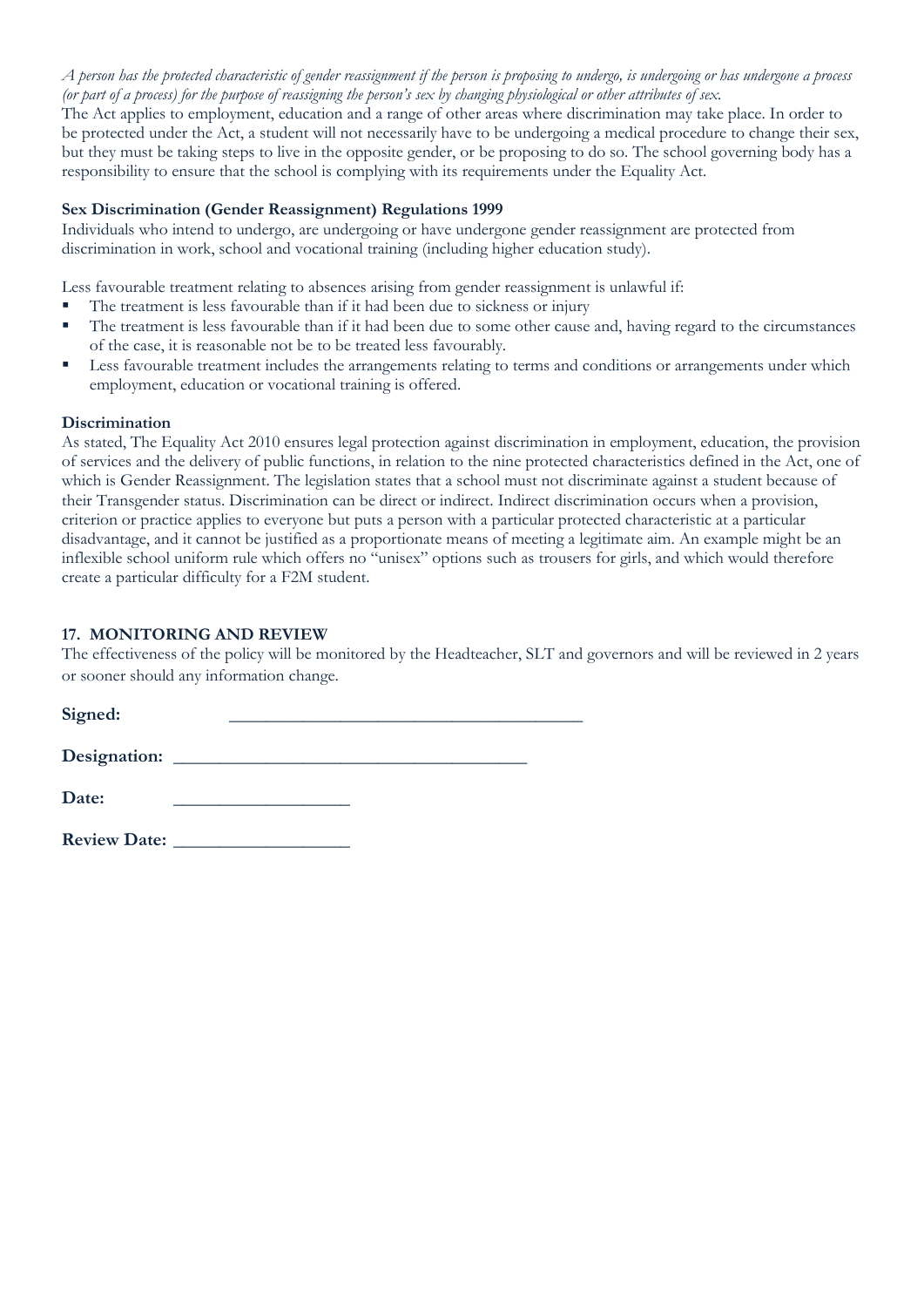*A person has the protected characteristic of gender reassignment if the person is proposing to undergo, is undergoing or has undergone a process (or part of a process) for the purpose of reassigning the person's sex by changing physiological or other attributes of sex.*

The Act applies to employment, education and a range of other areas where discrimination may take place. In order to be protected under the Act, a student will not necessarily have to be undergoing a medical procedure to change their sex, but they must be taking steps to live in the opposite gender, or be proposing to do so. The school governing body has a responsibility to ensure that the school is complying with its requirements under the Equality Act.

**Sex Discrimination (Gender Reassignment) Regulations 1999**

Individuals who intend to undergo, are undergoing or have undergone gender reassignment are protected from discrimination in work, school and vocational training (including higher education study).

Less favourable treatment relating to absences arising from gender reassignment is unlawful if:

- The treatment is less favourable than if it had been due to sickness or injury
- The treatment is less favourable than if it had been due to some other cause and, having regard to the circumstances of the case, it is reasonable not be to be treated less favourably.
- Less favourable treatment includes the arrangements relating to terms and conditions or arrangements under which employment, education or vocational training is offered.

**Discrimination**

As stated, The Equality Act 2010 ensures legal protection against discrimination in employment, education, the provision of services and the delivery of public functions, in relation to the nine protected characteristics defined in the Act, one of which is Gender Reassignment. The legislation states that a school must not discriminate against a student because of their Transgender status. Discrimination can be direct or indirect. Indirect discrimination occurs when a provision, criterion or practice applies to everyone but puts a person with a particular protected characteristic at a particular disadvantage, and it cannot be justified as a proportionate means of meeting a legitimate aim. An example might be an inflexible school uniform rule which offers no "unisex" options such as trousers for girls, and which would therefore create a particular difficulty for a F2M student.

## 17. MONITORING AND REVIEW

The effectiveness of the policy will be monitored by the Headteacher, SLT and governors and will be reviewed in 2 years or sooner should any information change.

**Signed:** \_\_\_\_\_\_\_\_\_\_\_\_\_\_\_\_\_\_\_\_\_\_\_\_\_\_\_\_\_\_\_\_\_\_\_\_\_\_\_

**Designation:** \_\_\_\_\_\_\_\_\_\_\_\_\_\_\_\_\_\_\_\_\_\_\_\_\_\_\_\_\_\_\_\_\_\_\_\_\_\_\_

**Date:** \_\_\_\_\_\_\_\_\_\_\_\_\_\_\_\_\_\_\_

**Review Date:** \_\_\_\_\_\_\_\_\_\_\_\_\_\_\_\_\_\_\_